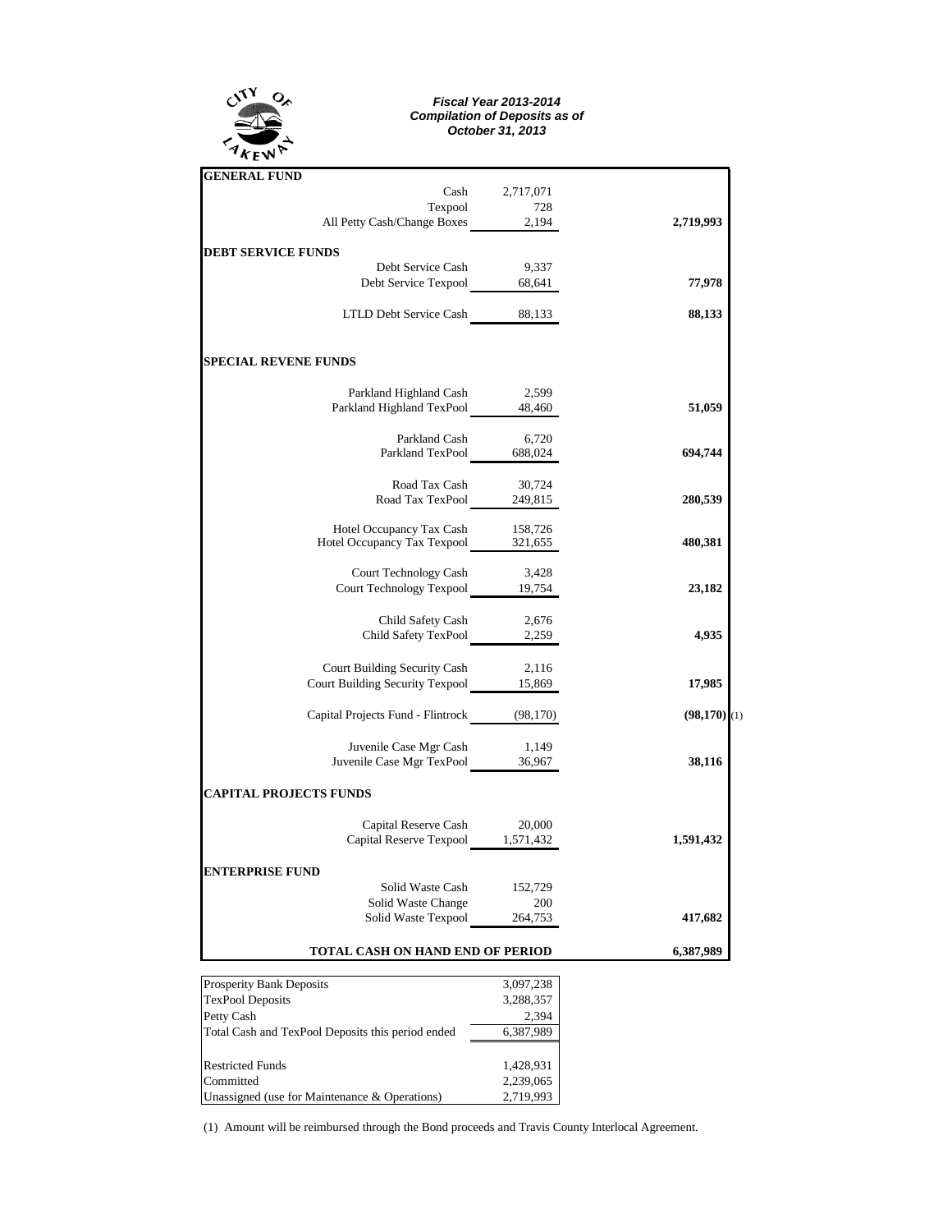CITY OF LAKEWAY

***Fiscal Year 2013-2014***
***Compilation of Deposits as of***
***October 31, 2013***

| | | |
|---|---|---|
| **GENERAL FUND** | | |
| Cash | 2,717,071 | |
| Texpool | 728 | |
| All Petty Cash/Change Boxes | 2,194 | **2,719,993** |
| **DEBT SERVICE FUNDS** | | |
| Debt Service Cash | 9,337 | |
| Debt Service Texpool | 68,641 | **77,978** |
| LTLD Debt Service Cash | 88,133 | **88,133** |
| **SPECIAL REVENE FUNDS** | | |
| Parkland Highland Cash | 2,599 | |
| Parkland Highland TexPool | 48,460 | **51,059** |
| Parkland Cash | 6,720 | |
| Parkland TexPool | 688,024 | **694,744** |
| Road Tax Cash | 30,724 | |
| Road Tax TexPool | 249,815 | **280,539** |
| Hotel Occupancy Tax Cash | 158,726 | |
| Hotel Occupancy Tax Texpool | 321,655 | **480,381** |
| Court Technology Cash | 3,428 | |
| Court Technology Texpool | 19,754 | **23,182** |
| Child Safety Cash | 2,676 | |
| Child Safety TexPool | 2,259 | **4,935** |
| Court Building Security Cash | 2,116 | |
| Court Building Security Texpool | 15,869 | **17,985** |
| Capital Projects Fund - Flintrock | (98,170) | **(98,170)** (1) |
| Juvenile Case Mgr Cash | 1,149 | |
| Juvenile Case Mgr TexPool | 36,967 | **38,116** |
| **CAPITAL PROJECTS FUNDS** | | |
| Capital Reserve Cash | 20,000 | |
| Capital Reserve Texpool | 1,571,432 | **1,591,432** |
| **ENTERPRISE FUND** | | |
| Solid Waste Cash | 152,729 | |
| Solid Waste Change | 200 | |
| Solid Waste Texpool | 264,753 | **417,682** |
| **TOTAL CASH ON HAND END OF PERIOD** | | **6,387,989** |

| | |
|---|---|
| Prosperity Bank Deposits | 3,097,238 |
| TexPool Deposits | 3,288,357 |
| Petty Cash | 2,394 |
| Total Cash and TexPool Deposits this period ended | 6,387,989 |
| Restricted Funds | 1,428,931 |
| Committed | 2,239,065 |
| Unassigned (use for Maintenance & Operations) | 2,719,993 |

(1) Amount will be reimbursed through the Bond proceeds and Travis County Interlocal Agreement.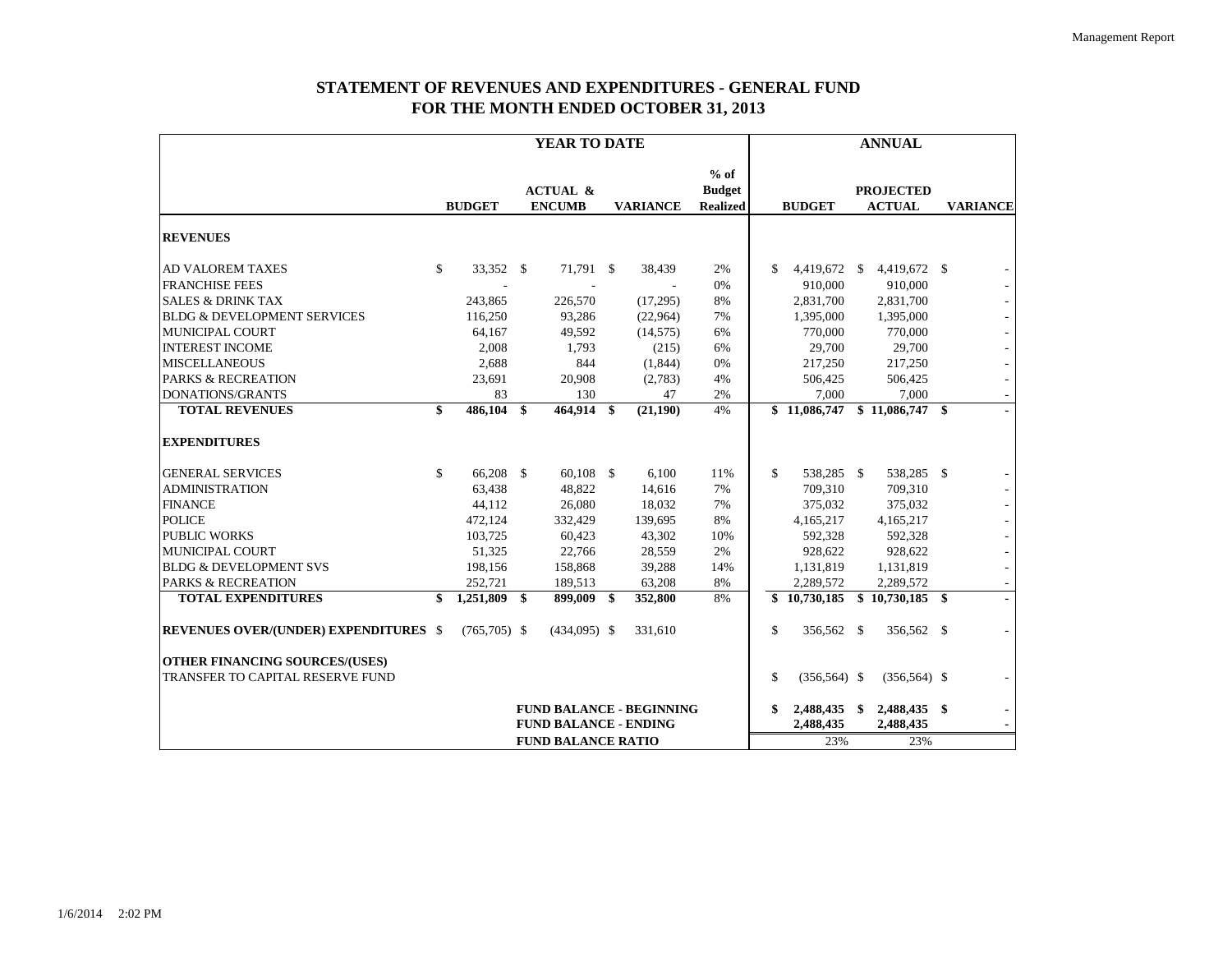# STATEMENT OF REVENUES AND EXPENDITURES - GENERAL FUND
## FOR THE MONTH ENDED OCTOBER 31, 2013

| | YEAR TO DATE | | | | ANNUAL | | |
|---|---|---|---|---|---|---|---|
| | BUDGET | ACTUAL & ENCUMB | VARIANCE | % of Budget Realized | BUDGET | PROJECTED ACTUAL | VARIANCE |
| **REVENUES** | | | | | | | |
| AD VALOREM TAXES | $ 33,352 | $ 71,791 | $ 38,439 | 2% | $ 4,419,672 | $ 4,419,672 | $ - |
| FRANCHISE FEES | - | - | - | 0% | 910,000 | 910,000 | - |
| SALES & DRINK TAX | 243,865 | 226,570 | (17,295) | 8% | 2,831,700 | 2,831,700 | - |
| BLDG & DEVELOPMENT SERVICES | 116,250 | 93,286 | (22,964) | 7% | 1,395,000 | 1,395,000 | - |
| MUNICIPAL COURT | 64,167 | 49,592 | (14,575) | 6% | 770,000 | 770,000 | - |
| INTEREST INCOME | 2,008 | 1,793 | (215) | 6% | 29,700 | 29,700 | - |
| MISCELLANEOUS | 2,688 | 844 | (1,844) | 0% | 217,250 | 217,250 | - |
| PARKS & RECREATION | 23,691 | 20,908 | (2,783) | 4% | 506,425 | 506,425 | - |
| DONATIONS/GRANTS | 83 | 130 | 47 | 2% | 7,000 | 7,000 | - |
| **TOTAL REVENUES** | **$ 486,104** | **$ 464,914** | **$ (21,190)** | 4% | **$ 11,086,747** | **$ 11,086,747** | **$ -** |
| **EXPENDITURES** | | | | | | | |
| GENERAL SERVICES | $ 66,208 | $ 60,108 | $ 6,100 | 11% | $ 538,285 | $ 538,285 | $ - |
| ADMINISTRATION | 63,438 | 48,822 | 14,616 | 7% | 709,310 | 709,310 | - |
| FINANCE | 44,112 | 26,080 | 18,032 | 7% | 375,032 | 375,032 | - |
| POLICE | 472,124 | 332,429 | 139,695 | 8% | 4,165,217 | 4,165,217 | - |
| PUBLIC WORKS | 103,725 | 60,423 | 43,302 | 10% | 592,328 | 592,328 | - |
| MUNICIPAL COURT | 51,325 | 22,766 | 28,559 | 2% | 928,622 | 928,622 | - |
| BLDG & DEVELOPMENT SVS | 198,156 | 158,868 | 39,288 | 14% | 1,131,819 | 1,131,819 | - |
| PARKS & RECREATION | 252,721 | 189,513 | 63,208 | 8% | 2,289,572 | 2,289,572 | - |
| **TOTAL EXPENDITURES** | **$ 1,251,809** | **$ 899,009** | **$ 352,800** | 8% | **$ 10,730,185** | **$ 10,730,185** | **$ -** |
| **REVENUES OVER/(UNDER) EXPENDITURES** | $ (765,705) | $ (434,095) | $ 331,610 | | $ 356,562 | $ 356,562 | $ - |
| **OTHER FINANCING SOURCES/(USES)** | | | | | | | |
| TRANSFER TO CAPITAL RESERVE FUND | | | | | $ (356,564) | $ (356,564) | $ - |
| | | **FUND BALANCE - BEGINNING** | | | **$ 2,488,435** | **$ 2,488,435** | **$ -** |
| | | **FUND BALANCE - ENDING** | | | **2,488,435** | **2,488,435** | **-** |
| | | **FUND BALANCE RATIO** | | | 23% | 23% | |